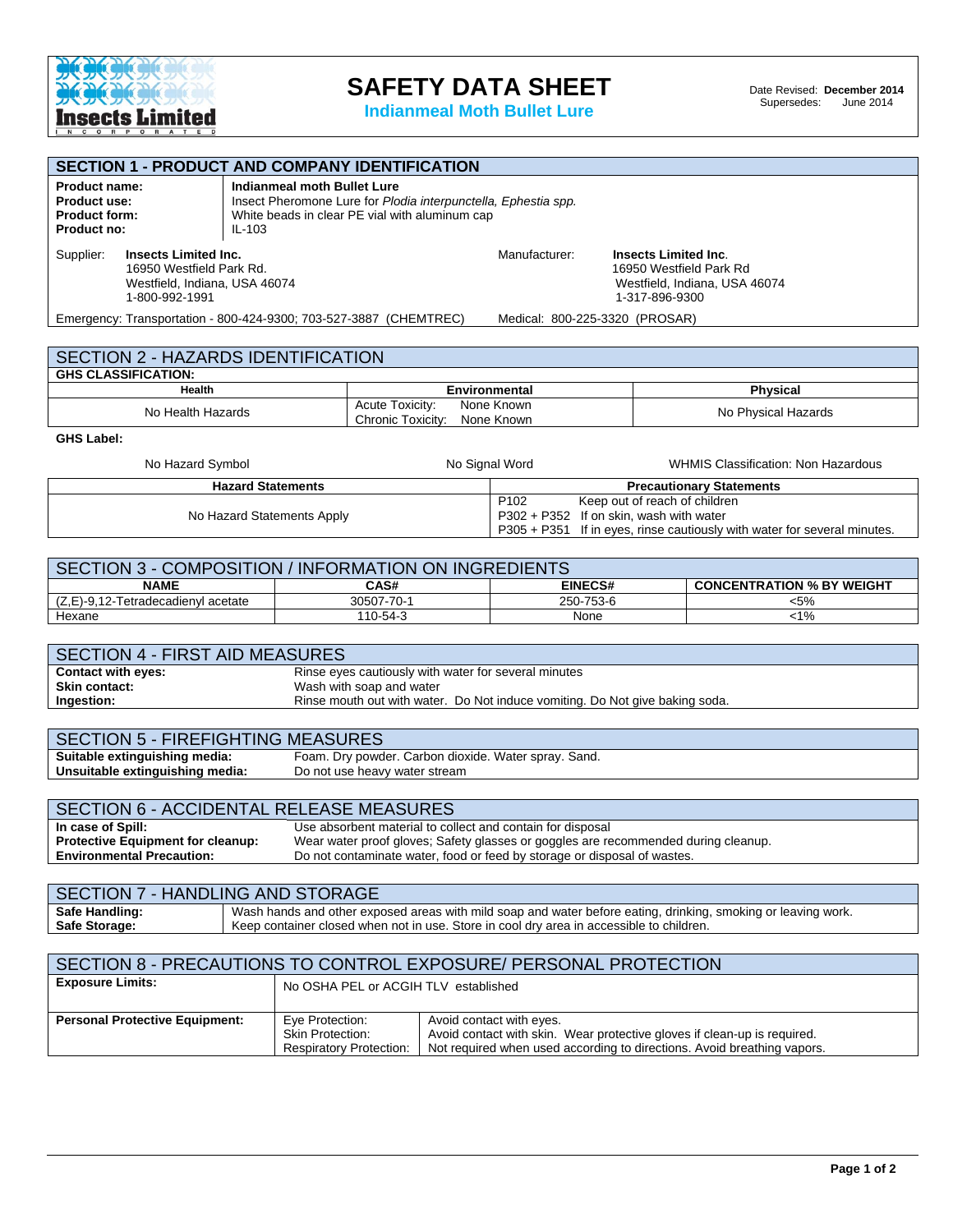# SAFETY DATA SHEET

**Indianmeal Moth Bullet Lure**

Date Revised: **December 2014**
Supersedes: June 2014

## SECTION 1 - PRODUCT AND COMPANY IDENTIFICATION

| | |
|---|---|
| **Product name:** | **Indianmeal moth Bullet Lure** |
| **Product use:** | Insect Pheromone Lure for *Plodia interpunctella, Ephestia spp.* |
| **Product form:** | White beads in clear PE vial with aluminum cap |
| **Product no:** | IL-103 |

Supplier: **Insects Limited Inc.**
16950 Westfield Park Rd.
Westfield, Indiana, USA 46074
1-800-992-1991

Manufacturer: **Insects Limited Inc.**
16950 Westfield Park Rd
Westfield, Indiana, USA 46074
1-317-896-9300

Emergency: Transportation - 800-424-9300; 703-527-3887 (CHEMTREC)
Medical: 800-225-3320 (PROSAR)

## SECTION 2 - HAZARDS IDENTIFICATION

**GHS CLASSIFICATION:**

| Health | Environmental | Physical |
|---|---|---|
| No Health Hazards | Acute Toxicity: None Known<br>Chronic Toxicity: None Known | No Physical Hazards |

**GHS Label:**

No Hazard Symbol — No Signal Word — WHMIS Classification: Non Hazardous

| Hazard Statements | Precautionary Statements |
|---|---|
| No Hazard Statements Apply | P102 Keep out of reach of children<br>P302 + P352 If on skin, wash with water<br>P305 + P351 If in eyes, rinse cautiously with water for several minutes. |

## SECTION 3 - COMPOSITION / INFORMATION ON INGREDIENTS

| NAME | CAS# | EINECS# | CONCENTRATION % BY WEIGHT |
|---|---|---|---|
| (Z,E)-9,12-Tetradecadienyl acetate | 30507-70-1 | 250-753-6 | <5% |
| Hexane | 110-54-3 | None | <1% |

## SECTION 4 - FIRST AID MEASURES

| | |
|---|---|
| **Contact with eyes:** | Rinse eyes cautiously with water for several minutes |
| **Skin contact:** | Wash with soap and water |
| **Ingestion:** | Rinse mouth out with water. Do Not induce vomiting. Do Not give baking soda. |

## SECTION 5 - FIREFIGHTING MEASURES

| | |
|---|---|
| **Suitable extinguishing media:** | Foam. Dry powder. Carbon dioxide. Water spray. Sand. |
| **Unsuitable extinguishing media:** | Do not use heavy water stream |

## SECTION 6 - ACCIDENTAL RELEASE MEASURES

| | |
|---|---|
| **In case of Spill:** | Use absorbent material to collect and contain for disposal |
| **Protective Equipment for cleanup:** | Wear water proof gloves; Safety glasses or goggles are recommended during cleanup. |
| **Environmental Precaution:** | Do not contaminate water, food or feed by storage or disposal of wastes. |

## SECTION 7 - HANDLING AND STORAGE

| | |
|---|---|
| **Safe Handling:** | Wash hands and other exposed areas with mild soap and water before eating, drinking, smoking or leaving work. |
| **Safe Storage:** | Keep container closed when not in use. Store in cool dry area in accessible to children. |

## SECTION 8 - PRECAUTIONS TO CONTROL EXPOSURE/ PERSONAL PROTECTION

| | | |
|---|---|---|
| **Exposure Limits:** | No OSHA PEL or ACGIH TLV established | |
| **Personal Protective Equipment:** | Eye Protection: | Avoid contact with eyes. |
| | Skin Protection: | Avoid contact with skin. Wear protective gloves if clean-up is required. |
| | Respiratory Protection: | Not required when used according to directions. Avoid breathing vapors. |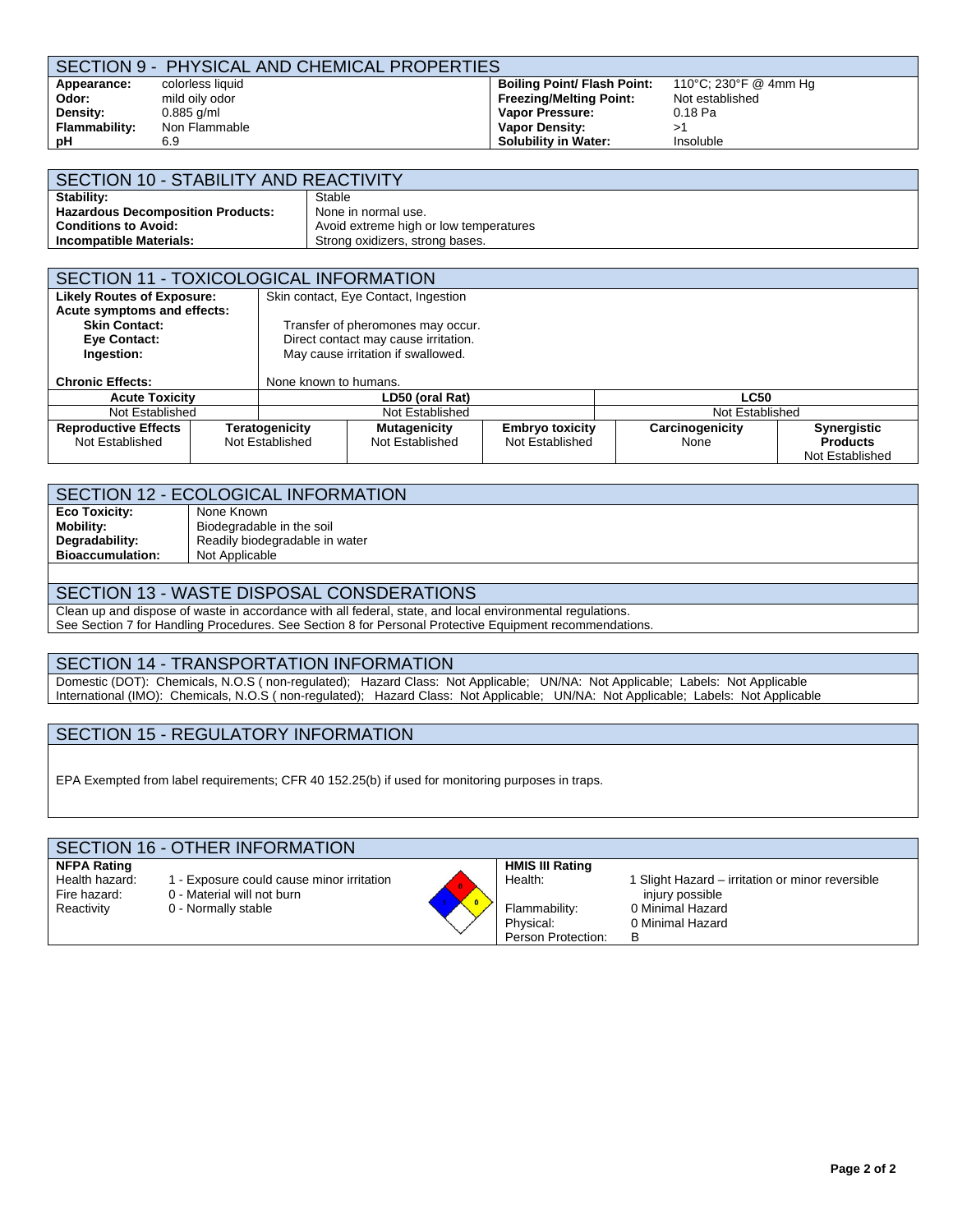## SECTION 9 - PHYSICAL AND CHEMICAL PROPERTIES

| | | | |
|---|---|---|---|
| **Appearance:** | colorless liquid | **Boiling Point/ Flash Point:** | 110°C; 230°F @ 4mm Hg |
| **Odor:** | mild oily odor | **Freezing/Melting Point:** | Not established |
| **Density:** | 0.885 g/ml | **Vapor Pressure:** | 0.18 Pa |
| **Flammability:** | Non Flammable | **Vapor Density:** | >1 |
| **pH** | 6.9 | **Solubility in Water:** | Insoluble |

## SECTION 10 - STABILITY AND REACTIVITY

| | |
|---|---|
| **Stability:** | Stable |
| **Hazardous Decomposition Products:** | None in normal use. |
| **Conditions to Avoid:** | Avoid extreme high or low temperatures |
| **Incompatible Materials:** | Strong oxidizers, strong bases. |

## SECTION 11 - TOXICOLOGICAL INFORMATION

**Likely Routes of Exposure:** Skin contact, Eye Contact, Ingestion

**Acute symptoms and effects:**

- **Skin Contact:** Transfer of pheromones may occur.
- **Eye Contact:** Direct contact may cause irritation.
- **Ingestion:** May cause irritation if swallowed.

**Chronic Effects:** None known to humans.

| Acute Toxicity | LD50 (oral Rat) | LC50 |
|---|---|---|
| Not Established | Not Established | Not Established |

| Reproductive Effects | Teratogenicity | Mutagenicity | Embryo toxicity | Carcinogenicity | Synergistic Products |
|---|---|---|---|---|---|
| Not Established | Not Established | Not Established | Not Established | None | Not Established |

## SECTION 12 - ECOLOGICAL INFORMATION

| | |
|---|---|
| **Eco Toxicity:** | None Known |
| **Mobility:** | Biodegradable in the soil |
| **Degradability:** | Readily biodegradable in water |
| **Bioaccumulation:** | Not Applicable |

## SECTION 13 - WASTE DISPOSAL CONSDERATIONS

Clean up and dispose of waste in accordance with all federal, state, and local environmental regulations.
See Section 7 for Handling Procedures. See Section 8 for Personal Protective Equipment recommendations.

## SECTION 14 - TRANSPORTATION INFORMATION

Domestic (DOT): Chemicals, N.O.S ( non-regulated); Hazard Class: Not Applicable; UN/NA: Not Applicable; Labels: Not Applicable
International (IMO): Chemicals, N.O.S ( non-regulated); Hazard Class: Not Applicable; UN/NA: Not Applicable; Labels: Not Applicable

## SECTION 15 - REGULATORY INFORMATION

EPA Exempted from label requirements; CFR 40 152.25(b) if used for monitoring purposes in traps.

## SECTION 16 - OTHER INFORMATION

**NFPA Rating**

| | |
|---|---|
| Health hazard: | 1 - Exposure could cause minor irritation |
| Fire hazard: | 0 - Material will not burn |
| Reactivity | 0 - Normally stable |

**HMIS III Rating**

| | |
|---|---|
| Health: | 1 Slight Hazard – irritation or minor reversible injury possible |
| Flammability: | 0 Minimal Hazard |
| Physical: | 0 Minimal Hazard |
| Person Protection: | B |